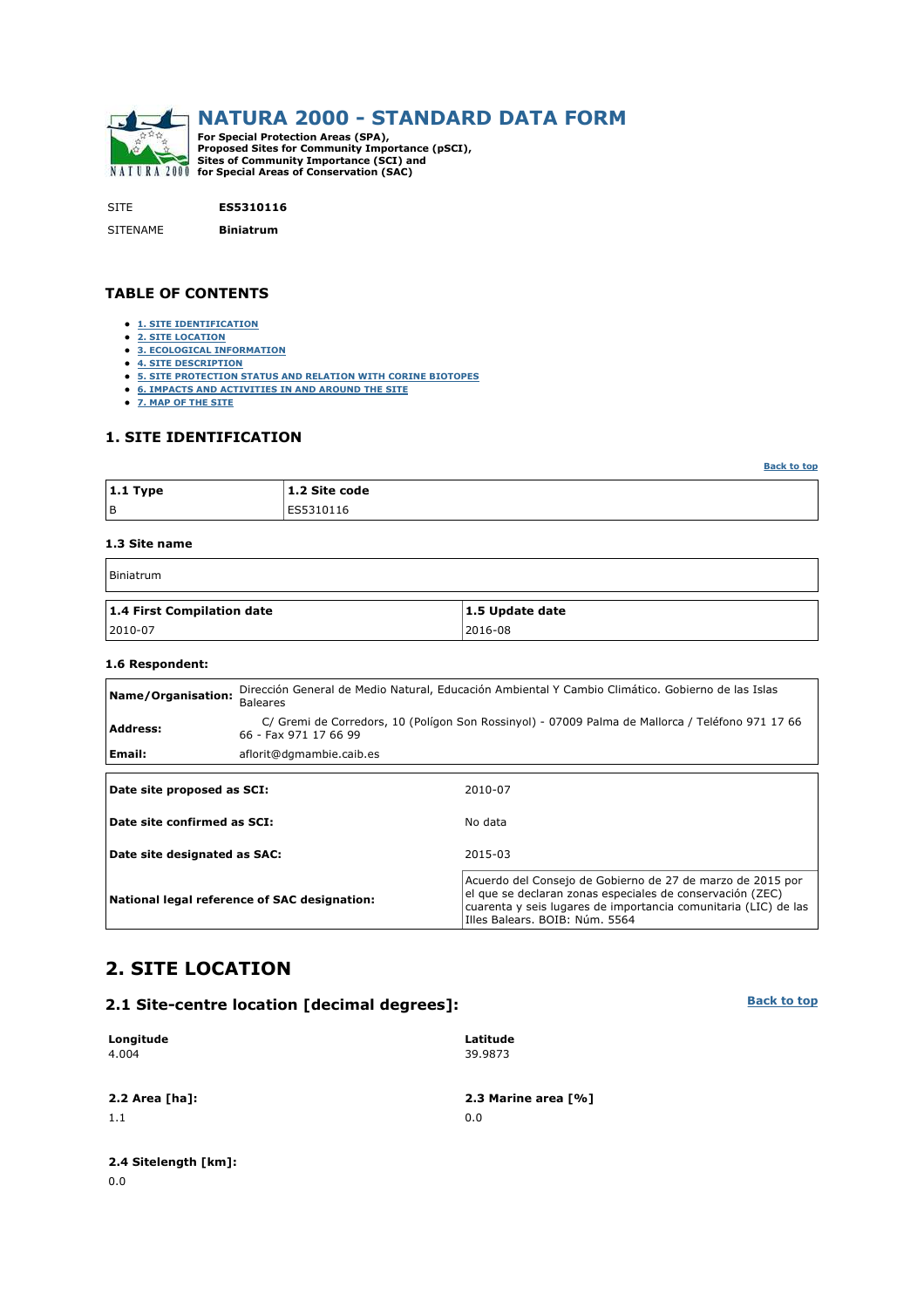# NATURA 2000 - STANDARD DATA FORM

**For Special Protection Areas (SPA), Proposed Sites for Community Importance (pSCI), Sites of Community Importance (SCI) and for Special Areas of Conservation (SAC)**

SITE **ES5310116**

SITENAME **Biniatrum**

## TABLE OF CONTENTS

- 1. SITE IDENTIFICATION
- 2. SITE LOCATION
- 3. ECOLOGICAL INFORMATION
- 4. SITE DESCRIPTION
- 5. SITE PROTECTION STATUS AND RELATION WITH CORINE BIOTOPES
- 6. IMPACTS AND ACTIVITIES IN AND AROUND THE SITE
- 7. MAP OF THE SITE

## 1. SITE IDENTIFICATION

| 1.1 Type | 1.2 Site code |
|---|---|
| B | ES5310116 |

### 1.3 Site name

Biniatrum

| 1.4 First Compilation date | 1.5 Update date |
|---|---|
| 2010-07 | 2016-08 |

### 1.6 Respondent:

| | |
|---|---|
| **Name/Organisation:** | Dirección General de Medio Natural, Educación Ambiental Y Cambio Climático. Gobierno de las Islas Baleares |
| **Address:** | C/ Gremi de Corredors, 10 (Polígon Son Rossinyol) - 07009 Palma de Mallorca / Teléfono 971 17 66 66 - Fax 971 17 66 99 |
| **Email:** | aflorit@dgmambie.caib.es |

| | |
|---|---|
| **Date site proposed as SCI:** | 2010-07 |
| **Date site confirmed as SCI:** | No data |
| **Date site designated as SAC:** | 2015-03 |
| **National legal reference of SAC designation:** | Acuerdo del Consejo de Gobierno de 27 de marzo de 2015 por el que se declaran zonas especiales de conservación (ZEC) cuarenta y seis lugares de importancia comunitaria (LIC) de las Illes Balears. BOIB: Núm. 5564 |

## 2. SITE LOCATION

### 2.1 Site-centre location [decimal degrees]:

**Longitude**
4.004

**Latitude**
39.9873

**2.2 Area [ha]:**
1.1

**2.3 Marine area [%]**
0.0

**2.4 Sitelength [km]:**
0.0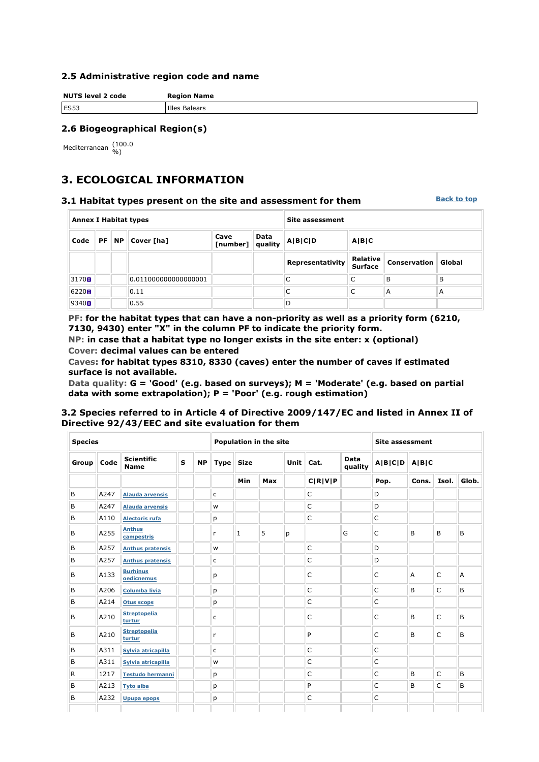### 2.5 Administrative region code and name

| NUTS level 2 code | Region Name |
|---|---|
| ES53 | Illes Balears |

### 2.6 Biogeographical Region(s)

Mediterranean (100.0 %)

## 3. ECOLOGICAL INFORMATION

### 3.1 Habitat types present on the site and assessment for them

Back to top

| Annex I Habitat types | | | | | | Site assessment | | | |
|---|---|---|---|---|---|---|---|---|---|
| Code | PF | NP | Cover [ha] | Cave [number] | Data quality | A\|B\|C\|D | A\|B\|C | | |
| | | | | | | Representativity | Relative Surface | Conservation | Global |
| 3170 | | | 0.011000000000000001 | | | C | C | B | B |
| 6220 | | | 0.11 | | | C | C | A | A |
| 9340 | | | 0.55 | | | D | | | |

**PF:** for the habitat types that can have a non-priority as well as a priority form (6210, 7130, 9430) enter "X" in the column PF to indicate the priority form.
**NP:** in case that a habitat type no longer exists in the site enter: x (optional)
**Cover:** decimal values can be entered
**Caves:** for habitat types 8310, 8330 (caves) enter the number of caves if estimated surface is not available.
**Data quality:** G = 'Good' (e.g. based on surveys); M = 'Moderate' (e.g. based on partial data with some extrapolation); P = 'Poor' (e.g. rough estimation)

### 3.2 Species referred to in Article 4 of Directive 2009/147/EC and listed in Annex II of Directive 92/43/EEC and site evaluation for them

| Species | | | | | Population in the site | | | | | | Site assessment | | | |
|---|---|---|---|---|---|---|---|---|---|---|---|---|---|---|
| Group | Code | Scientific Name | S | NP | Type | Size | | Unit | Cat. | Data quality | A\|B\|C\|D | A\|B\|C | | |
| | | | | | | Min | Max | | C\|R\|V\|P | | Pop. | Cons. | Isol. | Glob. |
| B | A247 | Alauda arvensis | | | c | | | | C | | D | | | |
| B | A247 | Alauda arvensis | | | w | | | | C | | D | | | |
| B | A110 | Alectoris rufa | | | p | | | | C | | C | | | |
| B | A255 | Anthus campestris | | | r | 1 | 5 | p | | G | C | B | B | B |
| B | A257 | Anthus pratensis | | | w | | | | C | | D | | | |
| B | A257 | Anthus pratensis | | | c | | | | C | | D | | | |
| B | A133 | Burhinus oedicnemus | | | p | | | | C | | C | A | C | A |
| B | A206 | Columba livia | | | p | | | | C | | C | B | C | B |
| B | A214 | Otus scops | | | p | | | | C | | C | | | |
| B | A210 | Streptopelia turtur | | | c | | | | C | | C | B | C | B |
| B | A210 | Streptopelia turtur | | | r | | | | P | | C | B | C | B |
| B | A311 | Sylvia atricapilla | | | c | | | | C | | C | | | |
| B | A311 | Sylvia atricapilla | | | w | | | | C | | C | | | |
| R | 1217 | Testudo hermanni | | | p | | | | C | | C | B | C | B |
| B | A213 | Tyto alba | | | p | | | | P | | C | B | C | B |
| B | A232 | Upupa epops | | | p | | | | C | | C | | | |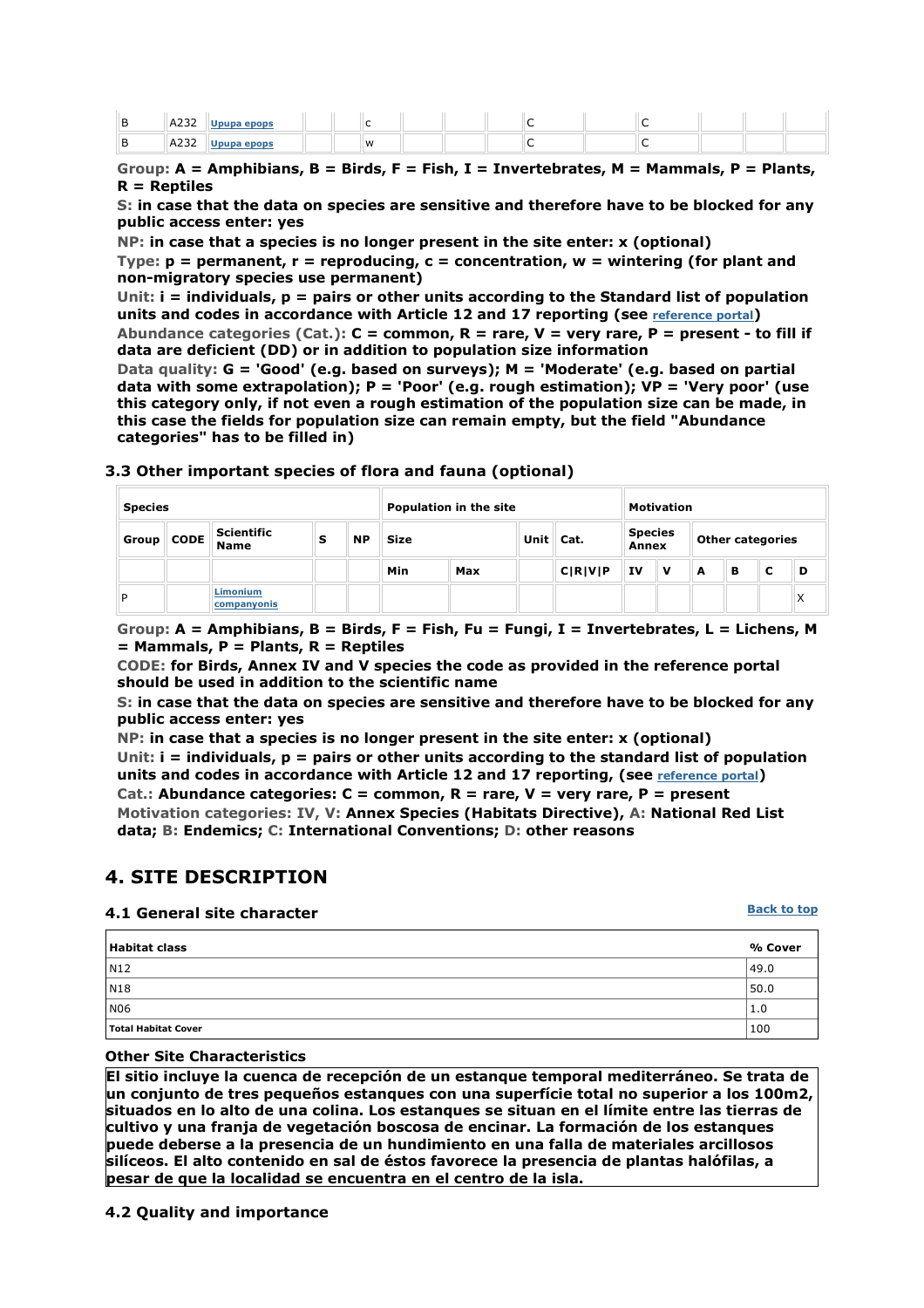| B | A232 | Upupa epops | | | c | | | | C | | C | | | |
|---|---|---|---|---|---|---|---|---|---|---|---|---|---|---|
| B | A232 | Upupa epops | | | w | | | | C | | C | | | |

**Group:** **A = Amphibians, B = Birds, F = Fish, I = Invertebrates, M = Mammals, P = Plants, R = Reptiles**

**S:** **in case that the data on species are sensitive and therefore have to be blocked for any public access enter: yes**

**NP:** **in case that a species is no longer present in the site enter: x (optional)**

**Type:** **p = permanent, r = reproducing, c = concentration, w = wintering (for plant and non-migratory species use permanent)**

**Unit:** **i = individuals, p = pairs or other units according to the Standard list of population units and codes in accordance with Article 12 and 17 reporting (see reference portal)**

**Abundance categories (Cat.):** **C = common, R = rare, V = very rare, P = present - to fill if data are deficient (DD) or in addition to population size information**

**Data quality:** **G = 'Good' (e.g. based on surveys); M = 'Moderate' (e.g. based on partial data with some extrapolation); P = 'Poor' (e.g. rough estimation); VP = 'Very poor' (use this category only, if not even a rough estimation of the population size can be made, in this case the fields for population size can remain empty, but the field "Abundance categories" has to be filled in)**

### 3.3 Other important species of flora and fauna (optional)

| Species | | | | | Population in the site | | | | Motivation | | | | | |
|---|---|---|---|---|---|---|---|---|---|---|---|---|---|---|
| Group | CODE | Scientific Name | S | NP | Size | | Unit | Cat. | Species Annex | | Other categories | | | |
| | | | | | Min | Max | | C\|R\|V\|P | IV | V | A | B | C | D |
| P | | Limonium companyonis | | | | | | | | | | | | X |

**Group:** **A = Amphibians, B = Birds, F = Fish, Fu = Fungi, I = Invertebrates, L = Lichens, M = Mammals, P = Plants, R = Reptiles**

**CODE:** **for Birds, Annex IV and V species the code as provided in the reference portal should be used in addition to the scientific name**

**S:** **in case that the data on species are sensitive and therefore have to be blocked for any public access enter: yes**

**NP:** **in case that a species is no longer present in the site enter: x (optional)**

**Unit:** **i = individuals, p = pairs or other units according to the standard list of population units and codes in accordance with Article 12 and 17 reporting, (see reference portal)**

**Cat.:** **Abundance categories: C = common, R = rare, V = very rare, P = present**

**Motivation categories: IV, V:** **Annex Species (Habitats Directive), A: National Red List data; B: Endemics; C: International Conventions; D: other reasons**

## 4. SITE DESCRIPTION

### 4.1 General site character

Back to top

| Habitat class | % Cover |
|---|---|
| N12 | 49.0 |
| N18 | 50.0 |
| N06 | 1.0 |
| **Total Habitat Cover** | 100 |

**Other Site Characteristics**

**El sitio incluye la cuenca de recepción de un estanque temporal mediterráneo. Se trata de un conjunto de tres pequeños estanques con una superfície total no superior a los 100m2, situados en lo alto de una colina. Los estanques se situan en el límite entre las tierras de cultivo y una franja de vegetación boscosa de encinar. La formación de los estanques puede deberse a la presencia de un hundimiento en una falla de materiales arcillosos silíceos. El alto contenido en sal de éstos favorece la presencia de plantas halófilas, a pesar de que la localidad se encuentra en el centro de la isla.**

### 4.2 Quality and importance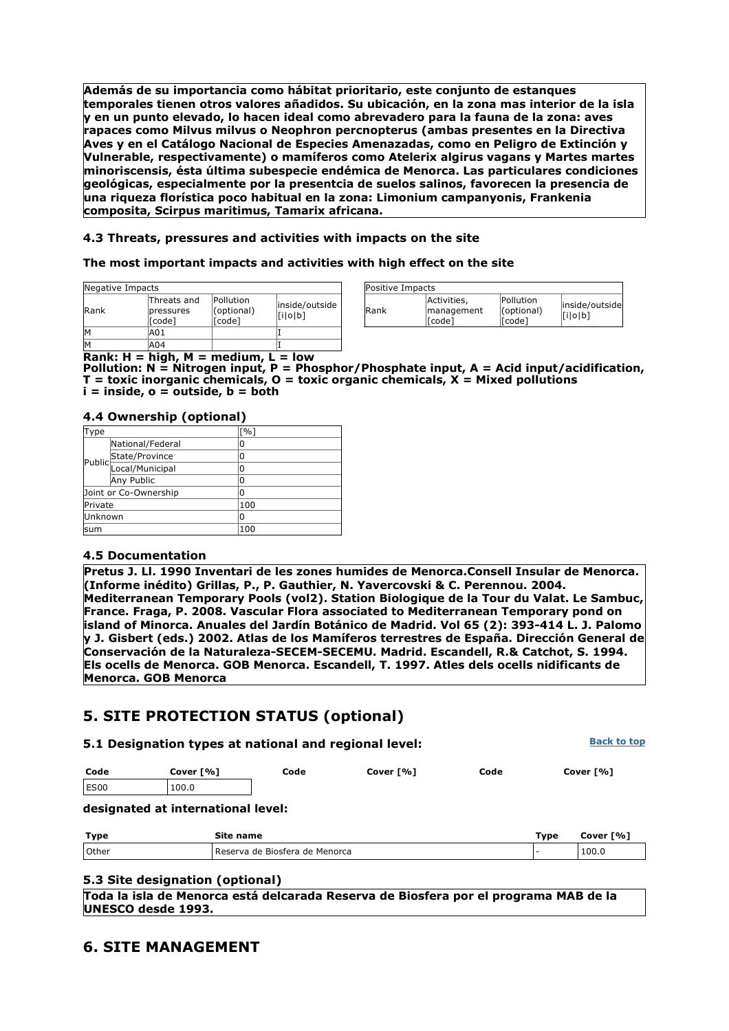**Además de su importancia como hábitat prioritario, este conjunto de estanques temporales tienen otros valores añadidos. Su ubicación, en la zona mas interior de la isla y en un punto elevado, lo hacen ideal como abrevadero para la fauna de la zona: aves rapaces como Milvus milvus o Neophron percnopterus (ambas presentes en la Directiva Aves y en el Catálogo Nacional de Especies Amenazadas, como en Peligro de Extinción y Vulnerable, respectivamente) o mamíferos como Atelerix algirus vagans y Martes martes minoriscensis, ésta última subespecie endémica de Menorca. Las particulares condiciones geológicas, especialmente por la presentcia de suelos salinos, favorecen la presencia de una riqueza florística poco habitual en la zona: Limonium campanyonis, Frankenia composita, Scirpus maritimus, Tamarix africana.**

### 4.3 Threats, pressures and activities with impacts on the site

**The most important impacts and activities with high effect on the site**

| Negative Impacts | | | |
|---|---|---|---|
| Rank | Threats and pressures [code] | Pollution (optional) [code] | inside/outside [i\|o\|b] |
| M | A01 | | I |
| M | A04 | | I |

| Positive Impacts | | | |
|---|---|---|---|
| Rank | Activities, management [code] | Pollution (optional) [code] | inside/outside [i\|o\|b] |

**Rank: H = high, M = medium, L = low**
**Pollution: N = Nitrogen input, P = Phosphor/Phosphate input, A = Acid input/acidification, T = toxic inorganic chemicals, O = toxic organic chemicals, X = Mixed pollutions**
**i = inside, o = outside, b = both**

### 4.4 Ownership (optional)

| Type | | [%] |
|---|---|---|
| Public | National/Federal | 0 |
| | State/Province | 0 |
| | Local/Municipal | 0 |
| | Any Public | 0 |
| Joint or Co-Ownership | | 0 |
| Private | | 100 |
| Unknown | | 0 |
| sum | | 100 |

### 4.5 Documentation

**Pretus J. Ll. 1990 Inventari de les zones humides de Menorca.Consell Insular de Menorca. (Informe inédito) Grillas, P., P. Gauthier, N. Yavercovski & C. Perennou. 2004. Mediterranean Temporary Pools (vol2). Station Biologique de la Tour du Valat. Le Sambuc, France. Fraga, P. 2008. Vascular Flora associated to Mediterranean Temporary pond on island of Minorca. Anuales del Jardín Botánico de Madrid. Vol 65 (2): 393-414 L. J. Palomo y J. Gisbert (eds.) 2002. Atlas de los Mamíferos terrestres de España. Dirección General de Conservación de la Naturaleza-SECEM-SECEMU. Madrid. Escandell, R.& Catchot, S. 1994. Els ocells de Menorca. GOB Menorca. Escandell, T. 1997. Atles dels ocells nidificants de Menorca. GOB Menorca**

## 5. SITE PROTECTION STATUS (optional)

### 5.1 Designation types at national and regional level:

Back to top

| Code | Cover [%] | Code | Cover [%] | Code | Cover [%] |
|---|---|---|---|---|---|
| ES00 | 100.0 | | | | |

**designated at international level:**

| Type | Site name | Type | Cover [%] |
|---|---|---|---|
| Other | Reserva de Biosfera de Menorca | - | 100.0 |

### 5.3 Site designation (optional)

**Toda la isla de Menorca está delcarada Reserva de Biosfera por el programa MAB de la UNESCO desde 1993.**

## 6. SITE MANAGEMENT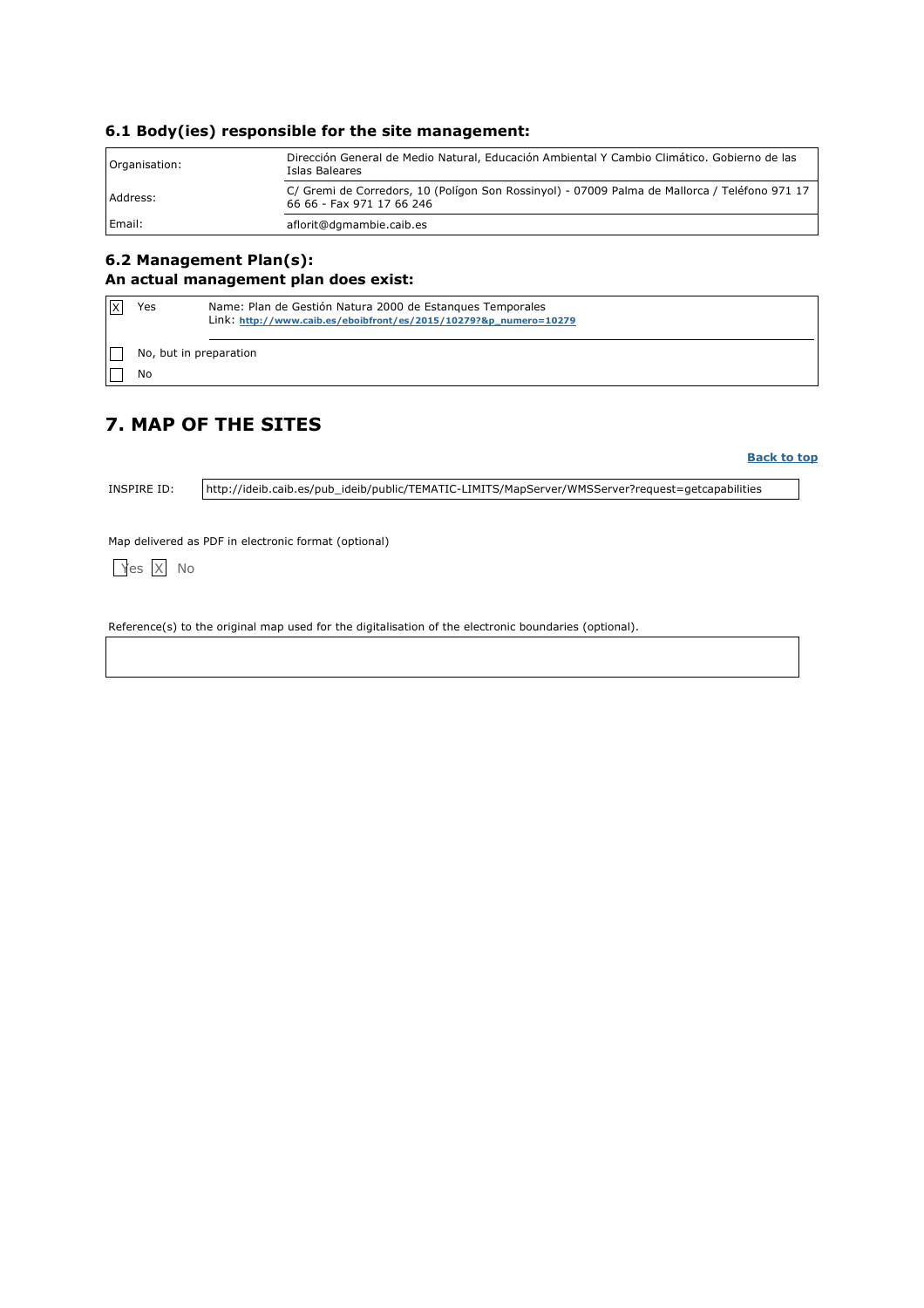### 6.1 Body(ies) responsible for the site management:

| | |
|---|---|
| Organisation: | Dirección General de Medio Natural, Educación Ambiental Y Cambio Climático. Gobierno de las Islas Baleares |
| Address: | C/ Gremi de Corredors, 10 (Polígon Son Rossinyol) - 07009 Palma de Mallorca / Teléfono 971 17 66 66 - Fax 971 17 66 246 |
| Email: | aflorit@dgmambie.caib.es |

### 6.2 Management Plan(s):

**An actual management plan does exist:**

| | | |
|---|---|---|
| X | Yes | Name: Plan de Gestión Natura 2000 de Estanques Temporales<br>Link: http://www.caib.es/eboibfront/es/2015/10279?&p_numero=10279 |
| | No, but in preparation | |
| | No | |

## 7. MAP OF THE SITES

**Back to top**

INSPIRE ID: http://ideib.caib.es/pub_ideib/public/TEMATIC-LIMITS/MapServer/WMSServer?request=getcapabilities

Map delivered as PDF in electronic format (optional)

[ ] Yes [X] No

Reference(s) to the original map used for the digitalisation of the electronic boundaries (optional).